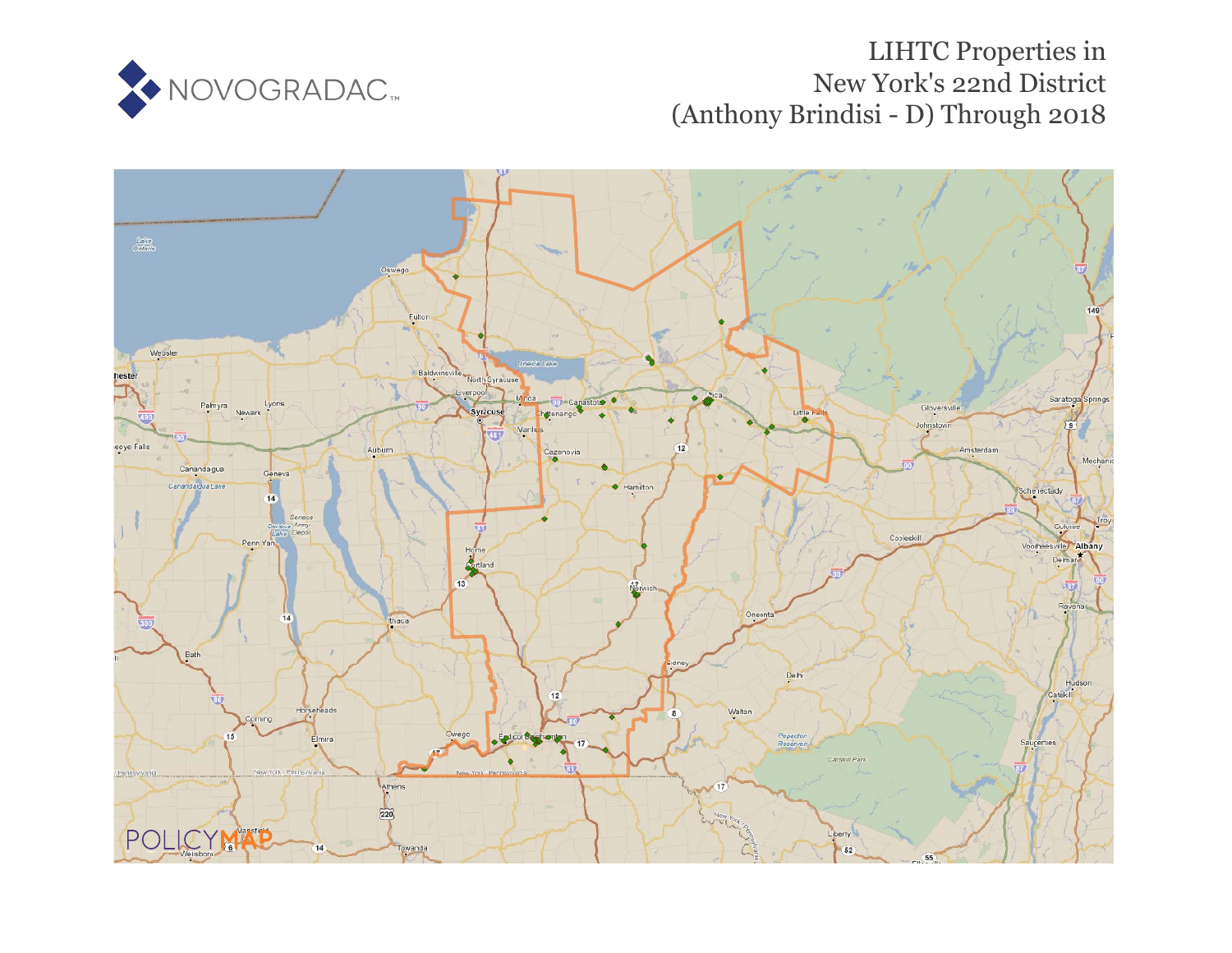NOVOGRADAC

# LIHTC Properties in New York's 22nd District (Anthony Brindisi - D) Through 2018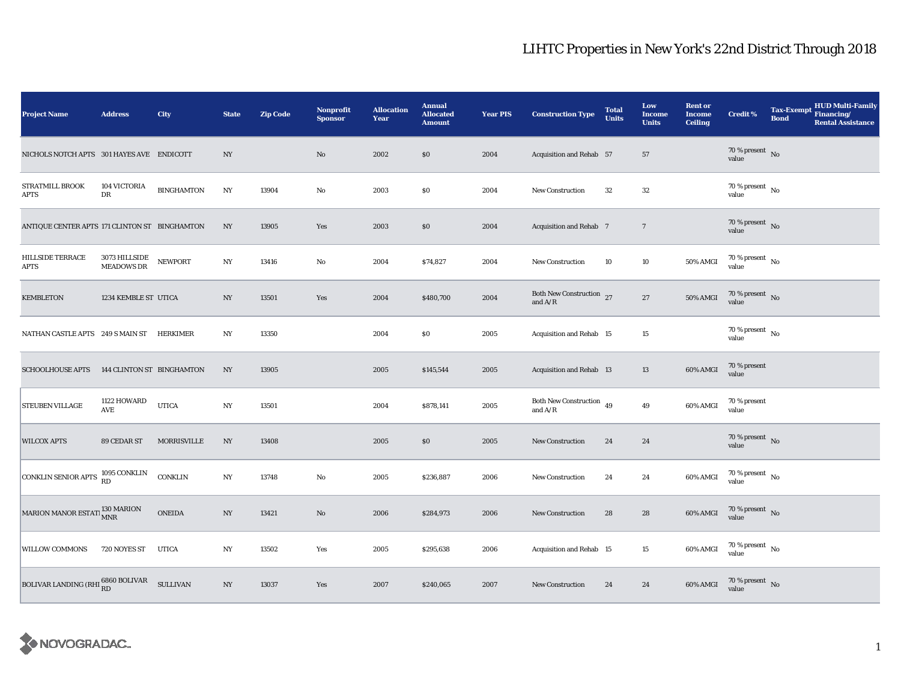# LIHTC Properties in New York's 22nd District Through 2018

| Project Name | Address | City | State | Zip Code | Nonprofit Sponsor | Allocation Year | Annual Allocated Amount | Year PIS | Construction Type | Total Units | Low Income Units | Rent or Income Ceiling | Credit % | Tax-Exempt Bond | HUD Multi-Family Financing/ Rental Assistance |
|---|---|---|---|---|---|---|---|---|---|---|---|---|---|---|---|
| NICHOLS NOTCH APTS | 301 HAYES AVE | ENDICOTT | NY | | No | 2002 | $0 | 2004 | Acquisition and Rehab | 57 | 57 | | 70 % present value | No | |
| STRATMILL BROOK APTS | 104 VICTORIA DR | BINGHAMTON | NY | 13904 | No | 2003 | $0 | 2004 | New Construction | 32 | 32 | | 70 % present value | No | |
| ANTIQUE CENTER APTS | 171 CLINTON ST | BINGHAMTON | NY | 13905 | Yes | 2003 | $0 | 2004 | Acquisition and Rehab | 7 | 7 | | 70 % present value | No | |
| HILLSIDE TERRACE APTS | 3073 HILLSIDE MEADOWS DR | NEWPORT | NY | 13416 | No | 2004 | $74,827 | 2004 | New Construction | 10 | 10 | 50% AMGI | 70 % present value | No | |
| KEMBLETON | 1234 KEMBLE ST | UTICA | NY | 13501 | Yes | 2004 | $480,700 | 2004 | Both New Construction and A/R | 27 | 27 | 50% AMGI | 70 % present value | No | |
| NATHAN CASTLE APTS | 249 S MAIN ST | HERKIMER | NY | 13350 | | 2004 | $0 | 2005 | Acquisition and Rehab | 15 | 15 | | 70 % present value | No | |
| SCHOOLHOUSE APTS | 144 CLINTON ST | BINGHAMTON | NY | 13905 | | 2005 | $145,544 | 2005 | Acquisition and Rehab | 13 | 13 | 60% AMGI | 70 % present value | | |
| STEUBEN VILLAGE | 1122 HOWARD AVE | UTICA | NY | 13501 | | 2004 | $878,141 | 2005 | Both New Construction and A/R | 49 | 49 | 60% AMGI | 70 % present value | | |
| WILCOX APTS | 89 CEDAR ST | MORRISVILLE | NY | 13408 | | 2005 | $0 | 2005 | New Construction | 24 | 24 | | 70 % present value | No | |
| CONKLIN SENIOR APTS | 1095 CONKLIN RD | CONKLIN | NY | 13748 | No | 2005 | $236,887 | 2006 | New Construction | 24 | 24 | 60% AMGI | 70 % present value | No | |
| MARION MANOR ESTATI | 130 MARION MNR | ONEIDA | NY | 13421 | No | 2006 | $284,973 | 2006 | New Construction | 28 | 28 | 60% AMGI | 70 % present value | No | |
| WILLOW COMMONS | 720 NOYES ST | UTICA | NY | 13502 | Yes | 2005 | $295,638 | 2006 | Acquisition and Rehab | 15 | 15 | 60% AMGI | 70 % present value | No | |
| BOLIVAR LANDING (RHI | 6860 BOLIVAR RD | SULLIVAN | NY | 13037 | Yes | 2007 | $240,065 | 2007 | New Construction | 24 | 24 | 60% AMGI | 70 % present value | No | |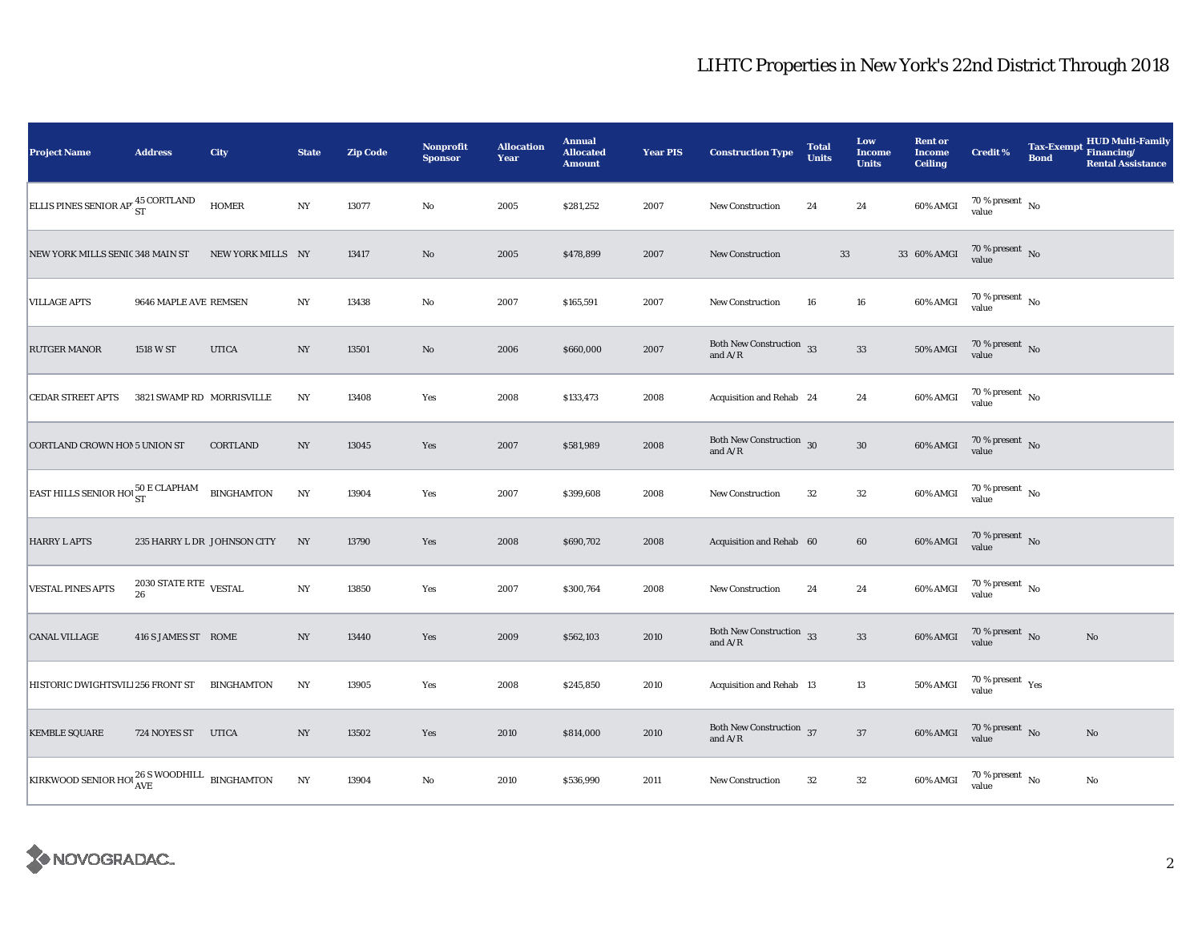# LIHTC Properties in New York's 22nd District Through 2018

| Project Name | Address | City | State | Zip Code | Nonprofit Sponsor | Allocation Year | Annual Allocated Amount | Year PIS | Construction Type | Total Units | Low Income Units | Rent or Income Ceiling | Credit % | Tax-Exempt Bond | HUD Multi-Family Financing/ Rental Assistance |
|---|---|---|---|---|---|---|---|---|---|---|---|---|---|---|---|
| ELLIS PINES SENIOR AP | 45 CORTLAND ST | HOMER | NY | 13077 | No | 2005 | $281,252 | 2007 | New Construction | 24 | 24 | 60% AMGI | 70 % present value | No | |
| NEW YORK MILLS SENIO | 348 MAIN ST | NEW YORK MILLS | NY | 13417 | No | 2005 | $478,899 | 2007 | New Construction | 33 | 33 | 60% AMGI | 70 % present value | No | |
| VILLAGE APTS | 9646 MAPLE AVE | REMSEN | NY | 13438 | No | 2007 | $165,591 | 2007 | New Construction | 16 | 16 | 60% AMGI | 70 % present value | No | |
| RUTGER MANOR | 1518 W ST | UTICA | NY | 13501 | No | 2006 | $660,000 | 2007 | Both New Construction and A/R | 33 | 33 | 50% AMGI | 70 % present value | No | |
| CEDAR STREET APTS | 3821 SWAMP RD | MORRISVILLE | NY | 13408 | Yes | 2008 | $133,473 | 2008 | Acquisition and Rehab | 24 | 24 | 60% AMGI | 70 % present value | No | |
| CORTLAND CROWN HOM | 5 UNION ST | CORTLAND | NY | 13045 | Yes | 2007 | $581,989 | 2008 | Both New Construction and A/R | 30 | 30 | 60% AMGI | 70 % present value | No | |
| EAST HILLS SENIOR HOU | 50 E CLAPHAM ST | BINGHAMTON | NY | 13904 | Yes | 2007 | $399,608 | 2008 | New Construction | 32 | 32 | 60% AMGI | 70 % present value | No | |
| HARRY L APTS | 235 HARRY L DR | JOHNSON CITY | NY | 13790 | Yes | 2008 | $690,702 | 2008 | Acquisition and Rehab | 60 | 60 | 60% AMGI | 70 % present value | No | |
| VESTAL PINES APTS | 2030 STATE RTE 26 | VESTAL | NY | 13850 | Yes | 2007 | $300,764 | 2008 | New Construction | 24 | 24 | 60% AMGI | 70 % present value | No | |
| CANAL VILLAGE | 416 S JAMES ST | ROME | NY | 13440 | Yes | 2009 | $562,103 | 2010 | Both New Construction and A/R | 33 | 33 | 60% AMGI | 70 % present value | No | No |
| HISTORIC DWIGHTSVILL | 256 FRONT ST | BINGHAMTON | NY | 13905 | Yes | 2008 | $245,850 | 2010 | Acquisition and Rehab | 13 | 13 | 50% AMGI | 70 % present value | Yes | |
| KEMBLE SQUARE | 724 NOYES ST | UTICA | NY | 13502 | Yes | 2010 | $814,000 | 2010 | Both New Construction and A/R | 37 | 37 | 60% AMGI | 70 % present value | No | No |
| KIRKWOOD SENIOR HOU | 26 S WOODHILL AVE | BINGHAMTON | NY | 13904 | No | 2010 | $536,990 | 2011 | New Construction | 32 | 32 | 60% AMGI | 70 % present value | No | No |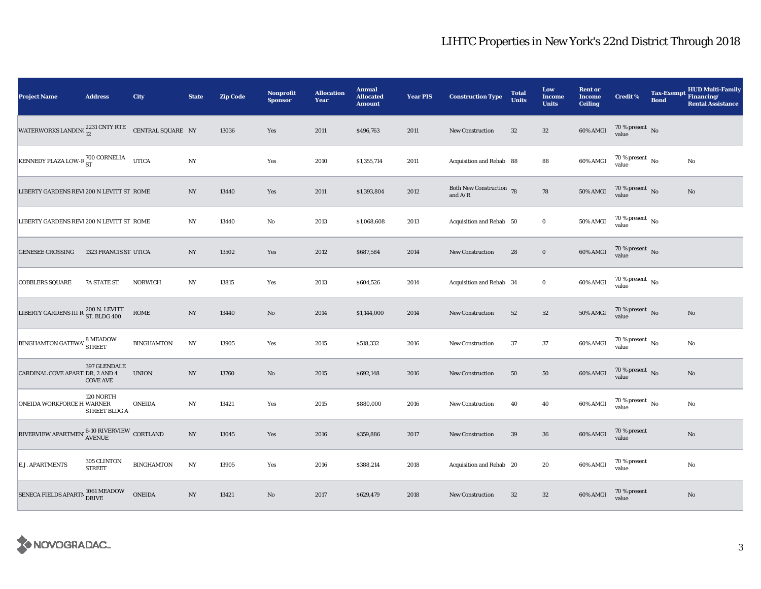# LIHTC Properties in New York's 22nd District Through 2018

| Project Name | Address | City | State | Zip Code | Nonprofit Sponsor | Allocation Year | Annual Allocated Amount | Year PIS | Construction Type | Total Units | Low Income Units | Rent or Income Ceiling | Credit % | Tax-Exempt Bond | HUD Multi-Family Financing/ Rental Assistance |
|---|---|---|---|---|---|---|---|---|---|---|---|---|---|---|---|
| WATERWORKS LANDING | 2231 CNTY RTE 12 | CENTRAL SQUARE | NY | 13036 | Yes | 2011 | $496,763 | 2011 | New Construction | 32 | 32 | 60% AMGI | 70 % present value | No | |
| KENNEDY PLAZA LOW-R | 700 CORNELIA ST | UTICA | NY | | Yes | 2010 | $1,355,714 | 2011 | Acquisition and Rehab | 88 | 88 | 60% AMGI | 70 % present value | No | No |
| LIBERTY GARDENS REVI | 200 N LEVITT ST | ROME | NY | 13440 | Yes | 2011 | $1,393,804 | 2012 | Both New Construction and A/R | 78 | 78 | 50% AMGI | 70 % present value | No | No |
| LIBERTY GARDENS REVI | 200 N LEVITT ST | ROME | NY | 13440 | No | 2013 | $1,068,608 | 2013 | Acquisition and Rehab | 50 | 0 | 50% AMGI | 70 % present value | No | |
| GENESEE CROSSING | 1323 FRANCIS ST | UTICA | NY | 13502 | Yes | 2012 | $687,584 | 2014 | New Construction | 28 | 0 | 60% AMGI | 70 % present value | No | |
| COBBLERS SQUARE | 7A STATE ST | NORWICH | NY | 13815 | Yes | 2013 | $604,526 | 2014 | Acquisition and Rehab | 34 | 0 | 60% AMGI | 70 % present value | No | |
| LIBERTY GARDENS III R | 200 N. LEVITT ST. BLDG 400 | ROME | NY | 13440 | No | 2014 | $1,144,000 | 2014 | New Construction | 52 | 52 | 50% AMGI | 70 % present value | No | No |
| BINGHAMTON GATEWA | 8 MEADOW STREET | BINGHAMTON | NY | 13905 | Yes | 2015 | $518,332 | 2016 | New Construction | 37 | 37 | 60% AMGI | 70 % present value | No | No |
| CARDINAL COVE APART | 397 GLENDALE DR, 2 AND 4 COVE AVE | UNION | NY | 13760 | No | 2015 | $692,148 | 2016 | New Construction | 50 | 50 | 60% AMGI | 70 % present value | No | No |
| ONEIDA WORKFORCE H | 120 NORTH WARNER STREET BLDG A | ONEIDA | NY | 13421 | Yes | 2015 | $880,000 | 2016 | New Construction | 40 | 40 | 60% AMGI | 70 % present value | No | No |
| RIVERVIEW APARTMEN | 6-10 RIVERVIEW AVENUE | CORTLAND | NY | 13045 | Yes | 2016 | $359,886 | 2017 | New Construction | 39 | 36 | 60% AMGI | 70 % present value | | No |
| E.J. APARTMENTS | 305 CLINTON STREET | BINGHAMTON | NY | 13905 | Yes | 2016 | $388,214 | 2018 | Acquisition and Rehab | 20 | 20 | 60% AMGI | 70 % present value | | No |
| SENECA FIELDS APARTM | 1061 MEADOW DRIVE | ONEIDA | NY | 13421 | No | 2017 | $629,479 | 2018 | New Construction | 32 | 32 | 60% AMGI | 70 % present value | | No |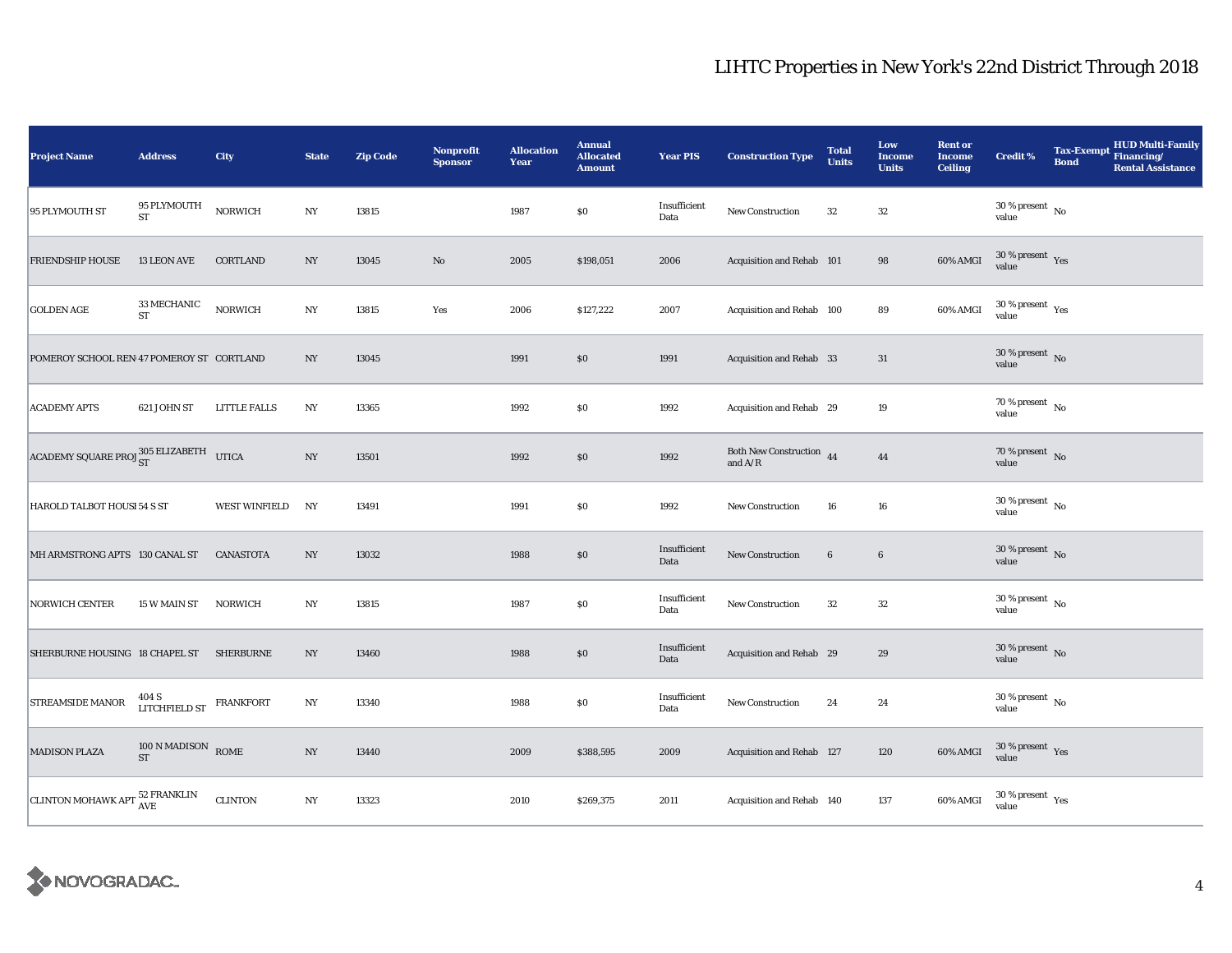## LIHTC Properties in New York's 22nd District Through 2018

| Project Name | Address | City | State | Zip Code | Nonprofit Sponsor | Allocation Year | Annual Allocated Amount | Year PIS | Construction Type | Total Units | Low Income Units | Rent or Income Ceiling | Credit % | Tax-Exempt Bond | HUD Multi-Family Financing/ Rental Assistance |
|---|---|---|---|---|---|---|---|---|---|---|---|---|---|---|---|
| 95 PLYMOUTH ST | 95 PLYMOUTH ST | NORWICH | NY | 13815 | | 1987 | $0 | Insufficient Data | New Construction | 32 | 32 | | 30 % present value | No | |
| FRIENDSHIP HOUSE | 13 LEON AVE | CORTLAND | NY | 13045 | No | 2005 | $198,051 | 2006 | Acquisition and Rehab | 101 | 98 | 60% AMGI | 30 % present value | Yes | |
| GOLDEN AGE | 33 MECHANIC ST | NORWICH | NY | 13815 | Yes | 2006 | $127,222 | 2007 | Acquisition and Rehab | 100 | 89 | 60% AMGI | 30 % present value | Yes | |
| POMEROY SCHOOL REN | 47 POMEROY ST | CORTLAND | NY | 13045 | | 1991 | $0 | 1991 | Acquisition and Rehab | 33 | 31 | | 30 % present value | No | |
| ACADEMY APTS | 621 JOHN ST | LITTLE FALLS | NY | 13365 | | 1992 | $0 | 1992 | Acquisition and Rehab | 29 | 19 | | 70 % present value | No | |
| ACADEMY SQUARE PROJ | 305 ELIZABETH ST | UTICA | NY | 13501 | | 1992 | $0 | 1992 | Both New Construction and A/R | 44 | 44 | | 70 % present value | No | |
| HAROLD TALBOT HOUSI | 54 S ST | WEST WINFIELD | NY | 13491 | | 1991 | $0 | 1992 | New Construction | 16 | 16 | | 30 % present value | No | |
| MH ARMSTRONG APTS | 130 CANAL ST | CANASTOTA | NY | 13032 | | 1988 | $0 | Insufficient Data | New Construction | 6 | 6 | | 30 % present value | No | |
| NORWICH CENTER | 15 W MAIN ST | NORWICH | NY | 13815 | | 1987 | $0 | Insufficient Data | New Construction | 32 | 32 | | 30 % present value | No | |
| SHERBURNE HOUSING | 18 CHAPEL ST | SHERBURNE | NY | 13460 | | 1988 | $0 | Insufficient Data | Acquisition and Rehab | 29 | 29 | | 30 % present value | No | |
| STREAMSIDE MANOR | 404 S LITCHFIELD ST | FRANKFORT | NY | 13340 | | 1988 | $0 | Insufficient Data | New Construction | 24 | 24 | | 30 % present value | No | |
| MADISON PLAZA | 100 N MADISON ST | ROME | NY | 13440 | | 2009 | $388,595 | 2009 | Acquisition and Rehab | 127 | 120 | 60% AMGI | 30 % present value | Yes | |
| CLINTON MOHAWK APT | 52 FRANKLIN AVE | CLINTON | NY | 13323 | | 2010 | $269,375 | 2011 | Acquisition and Rehab | 140 | 137 | 60% AMGI | 30 % present value | Yes | |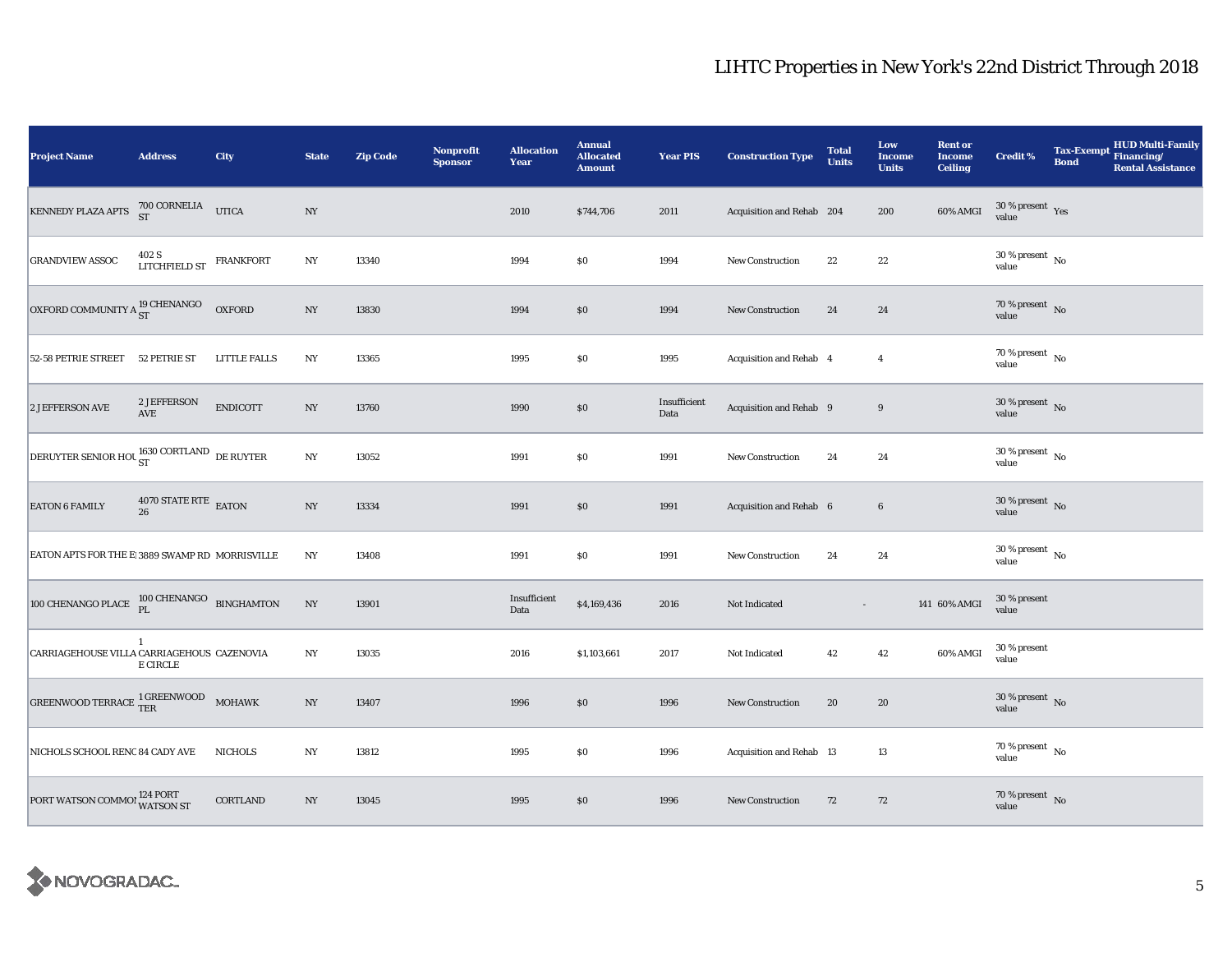# LIHTC Properties in New York's 22nd District Through 2018

| Project Name | Address | City | State | Zip Code | Nonprofit Sponsor | Allocation Year | Annual Allocated Amount | Year PIS | Construction Type | Total Units | Low Income Units | Rent or Income Ceiling | Credit % | Tax-Exempt Bond | HUD Multi-Family Financing/ Rental Assistance |
|---|---|---|---|---|---|---|---|---|---|---|---|---|---|---|---|
| KENNEDY PLAZA APTS | 700 CORNELIA ST | UTICA | NY | | | 2010 | $744,706 | 2011 | Acquisition and Rehab | 204 | 200 | 60% AMGI | 30 % present value | Yes | |
| GRANDVIEW ASSOC | 402 S LITCHFIELD ST | FRANKFORT | NY | 13340 | | 1994 | $0 | 1994 | New Construction | 22 | 22 | | 30 % present value | No | |
| OXFORD COMMUNITY A | 19 CHENANGO ST | OXFORD | NY | 13830 | | 1994 | $0 | 1994 | New Construction | 24 | 24 | | 70 % present value | No | |
| 52-58 PETRIE STREET | 52 PETRIE ST | LITTLE FALLS | NY | 13365 | | 1995 | $0 | 1995 | Acquisition and Rehab | 4 | 4 | | 70 % present value | No | |
| 2 JEFFERSON AVE | 2 JEFFERSON AVE | ENDICOTT | NY | 13760 | | 1990 | $0 | Insufficient Data | Acquisition and Rehab | 9 | 9 | | 30 % present value | No | |
| DERUYTER SENIOR HOU | 1630 CORTLAND ST | DE RUYTER | NY | 13052 | | 1991 | $0 | 1991 | New Construction | 24 | 24 | | 30 % present value | No | |
| EATON 6 FAMILY | 4070 STATE RTE 26 | EATON | NY | 13334 | | 1991 | $0 | 1991 | Acquisition and Rehab | 6 | 6 | | 30 % present value | No | |
| EATON APTS FOR THE E | 3889 SWAMP RD | MORRISVILLE | NY | 13408 | | 1991 | $0 | 1991 | New Construction | 24 | 24 | | 30 % present value | No | |
| 100 CHENANGO PLACE | 100 CHENANGO PL | BINGHAMTON | NY | 13901 | | Insufficient Data | $4,169,436 | 2016 | Not Indicated | - | 141 | 60% AMGI | 30 % present value | | |
| CARRIAGEHOUSE VILLA | 1 CARRIAGEHOUSE CIRCLE | CAZENOVIA | NY | 13035 | | 2016 | $1,103,661 | 2017 | Not Indicated | 42 | 42 | 60% AMGI | 30 % present value | | |
| GREENWOOD TERRACE | 1 GREENWOOD TER | MOHAWK | NY | 13407 | | 1996 | $0 | 1996 | New Construction | 20 | 20 | | 30 % present value | No | |
| NICHOLS SCHOOL RENO | 84 CADY AVE | NICHOLS | NY | 13812 | | 1995 | $0 | 1996 | Acquisition and Rehab | 13 | 13 | | 70 % present value | No | |
| PORT WATSON COMMON | 124 PORT WATSON ST | CORTLAND | NY | 13045 | | 1995 | $0 | 1996 | New Construction | 72 | 72 | | 70 % present value | No | |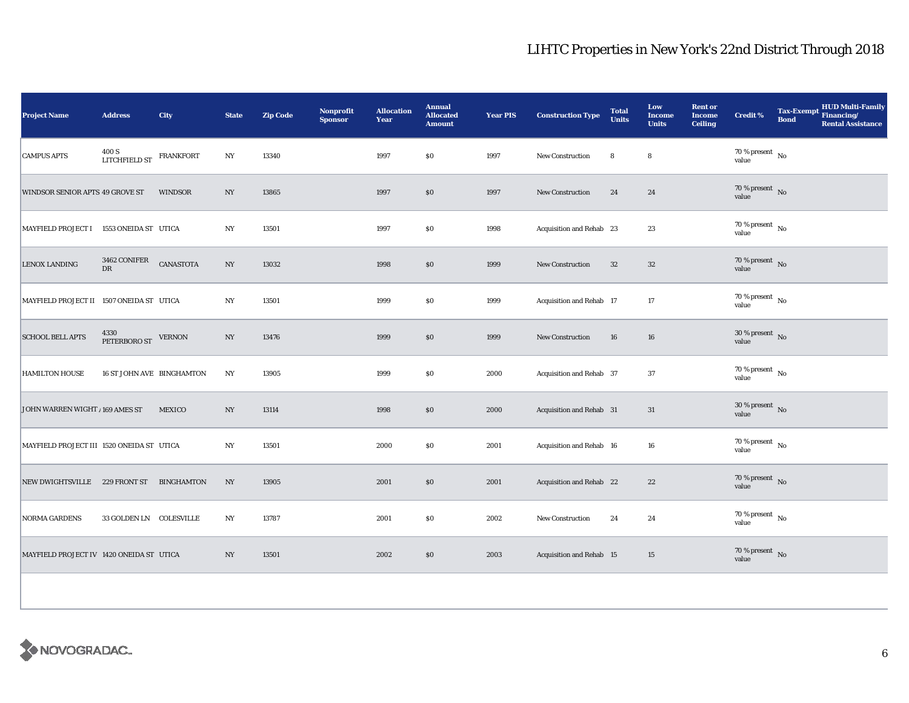## LIHTC Properties in New York's 22nd District Through 2018

| Project Name | Address | City | State | Zip Code | Nonprofit Sponsor | Allocation Year | Annual Allocated Amount | Year PIS | Construction Type | Total Units | Low Income Units | Rent or Income Ceiling | Credit % | Tax-Exempt Bond | HUD Multi-Family Financing/ Rental Assistance |
|---|---|---|---|---|---|---|---|---|---|---|---|---|---|---|---|
| CAMPUS APTS | 400 S LITCHFIELD ST | FRANKFORT | NY | 13340 | | 1997 | $0 | 1997 | New Construction | 8 | 8 | | 70 % present value | No | |
| WINDSOR SENIOR APTS | 49 GROVE ST | WINDSOR | NY | 13865 | | 1997 | $0 | 1997 | New Construction | 24 | 24 | | 70 % present value | No | |
| MAYFIELD PROJECT I | 1553 ONEIDA ST | UTICA | NY | 13501 | | 1997 | $0 | 1998 | Acquisition and Rehab | 23 | 23 | | 70 % present value | No | |
| LENOX LANDING | 3462 CONIFER DR | CANASTOTA | NY | 13032 | | 1998 | $0 | 1999 | New Construction | 32 | 32 | | 70 % present value | No | |
| MAYFIELD PROJECT II | 1507 ONEIDA ST | UTICA | NY | 13501 | | 1999 | $0 | 1999 | Acquisition and Rehab | 17 | 17 | | 70 % present value | No | |
| SCHOOL BELL APTS | 4330 PETERBORO ST | VERNON | NY | 13476 | | 1999 | $0 | 1999 | New Construction | 16 | 16 | | 30 % present value | No | |
| HAMILTON HOUSE | 16 ST JOHN AVE | BINGHAMTON | NY | 13905 | | 1999 | $0 | 2000 | Acquisition and Rehab | 37 | 37 | | 70 % present value | No | |
| JOHN WARREN WIGHT A | 169 AMES ST | MEXICO | NY | 13114 | | 1998 | $0 | 2000 | Acquisition and Rehab | 31 | 31 | | 30 % present value | No | |
| MAYFIELD PROJECT III | 1520 ONEIDA ST | UTICA | NY | 13501 | | 2000 | $0 | 2001 | Acquisition and Rehab | 16 | 16 | | 70 % present value | No | |
| NEW DWIGHTSVILLE | 229 FRONT ST | BINGHAMTON | NY | 13905 | | 2001 | $0 | 2001 | Acquisition and Rehab | 22 | 22 | | 70 % present value | No | |
| NORMA GARDENS | 33 GOLDEN LN | COLESVILLE | NY | 13787 | | 2001 | $0 | 2002 | New Construction | 24 | 24 | | 70 % present value | No | |
| MAYFIELD PROJECT IV | 1420 ONEIDA ST | UTICA | NY | 13501 | | 2002 | $0 | 2003 | Acquisition and Rehab | 15 | 15 | | 70 % present value | No | |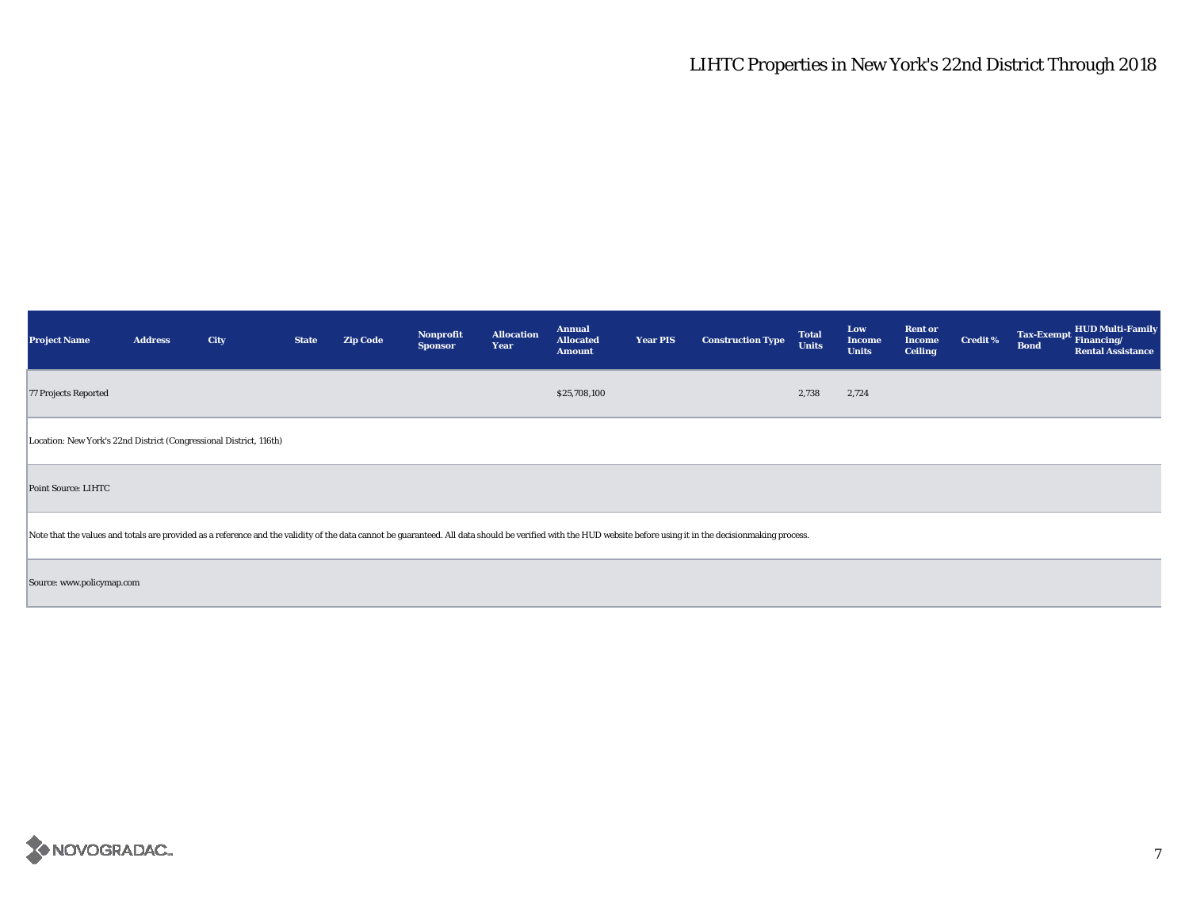# LIHTC Properties in New York's 22nd District Through 2018

| Project Name | Address | City | State | Zip Code | Nonprofit Sponsor | Allocation Year | Annual Allocated Amount | Year PIS | Construction Type | Total Units | Low Income Units | Rent or Income Ceiling | Credit % | Tax-Exempt Bond | HUD Multi-Family Financing/ Rental Assistance |
|---|---|---|---|---|---|---|---|---|---|---|---|---|---|---|---|
| 77 Projects Reported | | | | | | | $25,708,100 | | | 2,738 | 2,724 | | | | |
| Location: New York's 22nd District (Congressional District, 116th) | | | | | | | | | | | | | | | |
| Point Source: LIHTC | | | | | | | | | | | | | | | |
| Note that the values and totals are provided as a reference and the validity of the data cannot be guaranteed. All data should be verified with the HUD website before using it in the decisionmaking process. | | | | | | | | | | | | | | | |
| Source: www.policymap.com | | | | | | | | | | | | | | | |